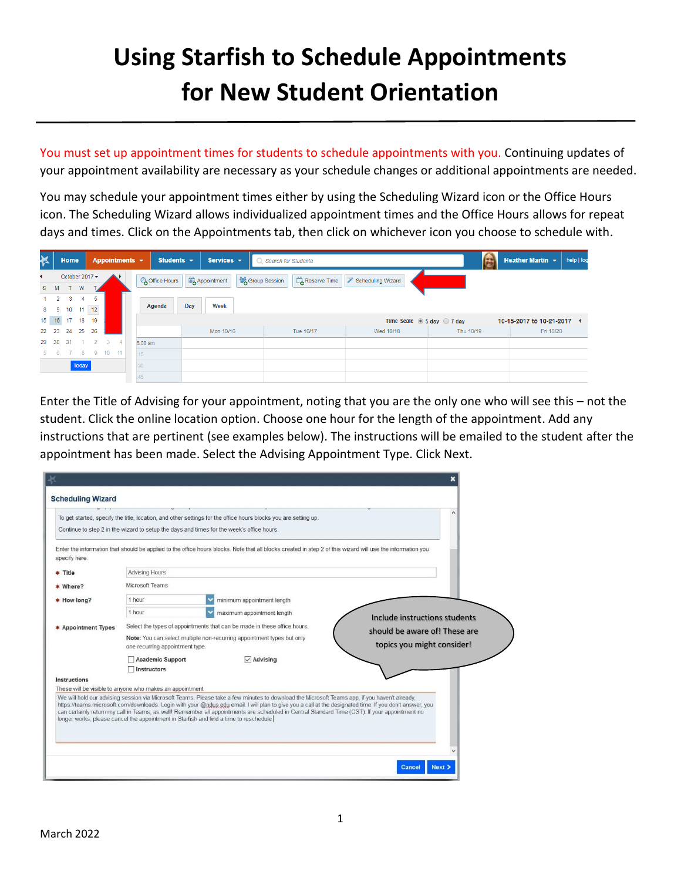# Using Starfish to Schedule Appointments for New Student Orientation

You must set up appointment times for students to schedule appointments with you. Continuing updates of your appointment availability are necessary as your schedule changes or additional appointments are needed.

You may schedule your appointment times either by using the Scheduling Wizard icon or the Office Hours icon. The Scheduling Wizard allows individualized appointment times and the Office Hours allows for repeat days and times. Click on the Appointments tab, then click on whichever icon you choose to schedule with.

Enter the Title of Advising for your appointment, noting that you are the only one who will see this – not the student. Click the online location option. Choose one hour for the length of the appointment. Add any instructions that are pertinent (see examples below). The instructions will be emailed to the student after the appointment has been made. Select the Advising Appointment Type. Click Next.

March 2022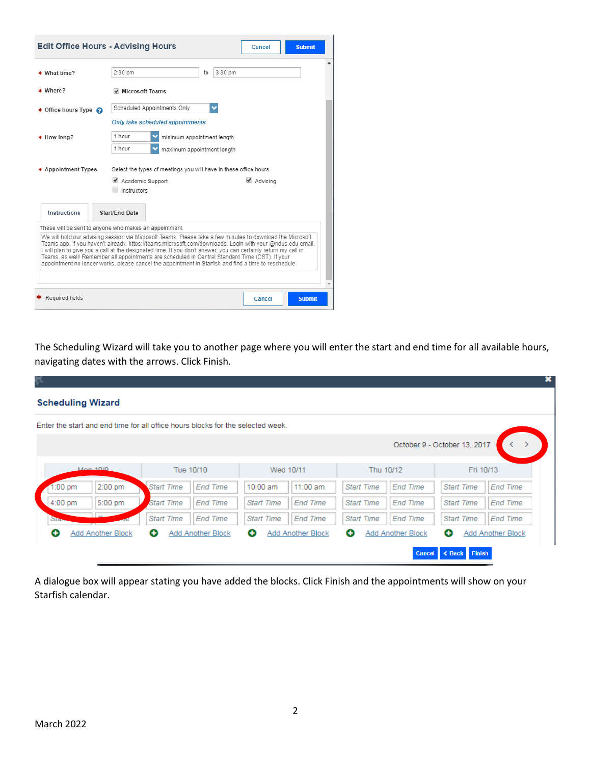**Edit Office Hours - Advising Hours**

Cancel | Submit

\* What time? 2:30 pm to 3:30 pm

\* Where? Microsoft Teams

\* Office hours Type: Scheduled Appointments Only

*Only take scheduled appointments*

\* How long? 1 hour minimum appointment length

1 hour maximum appointment length

\* Appointment Types: Select the types of meetings you will have in these office hours.

- Academic Support
- Advising
- Instructors

Instructions | Start/End Date

These will be sent to anyone who makes an appointment.

We will hold our advising session via Microsoft Teams. Please take a few minutes to download the Microsoft Teams app, if you haven't already, https://teams.microsoft.com/downloads. Login with your @ndus.edu email. I will plan to give you a call at the designated time. If you dont answer, you can certainly return my call in Teams, as well! Remember all appointments are scheduled in Central Standard Time (CST). If your appointment no longer works, please cancel the appointment in Starfish and find a time to reschedule.

\* Required fields

Cancel | Submit

The Scheduling Wizard will take you to another page where you will enter the start and end time for all available hours, navigating dates with the arrows. Click Finish.

**Scheduling Wizard**

Enter the start and end time for all office hours blocks for the selected week.

October 9 - October 13, 2017

| Mon 10/9 | | Tue 10/10 | | Wed 10/11 | | Thu 10/12 | | Fri 10/13 | |
|---|---|---|---|---|---|---|---|---|---|
| 1:00 pm | 2:00 pm | Start Time | End Time | 10:00 am | 11:00 am | Start Time | End Time | Start Time | End Time |
| 4:00 pm | 5:00 pm | Start Time | End Time | Start Time | End Time | Start Time | End Time | Start Time | End Time |
| Start Time | End Time | Start Time | End Time | Start Time | End Time | Start Time | End Time | Start Time | End Time |
| Add Another Block | | Add Another Block | | Add Another Block | | Add Another Block | | Add Another Block | |

Cancel | Back | Finish

A dialogue box will appear stating you have added the blocks. Click Finish and the appointments will show on your Starfish calendar.

March 2022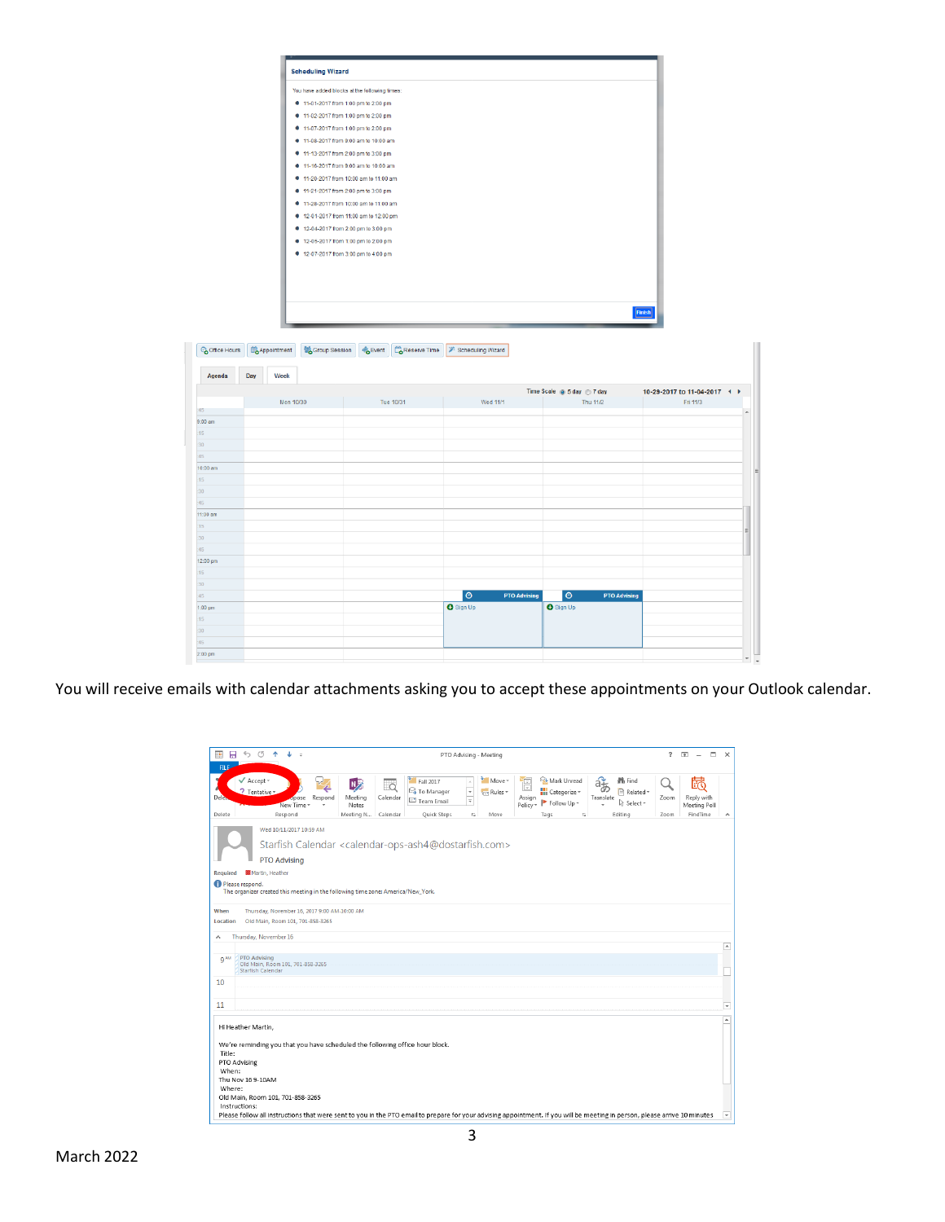You will receive emails with calendar attachments asking you to accept these appointments on your Outlook calendar.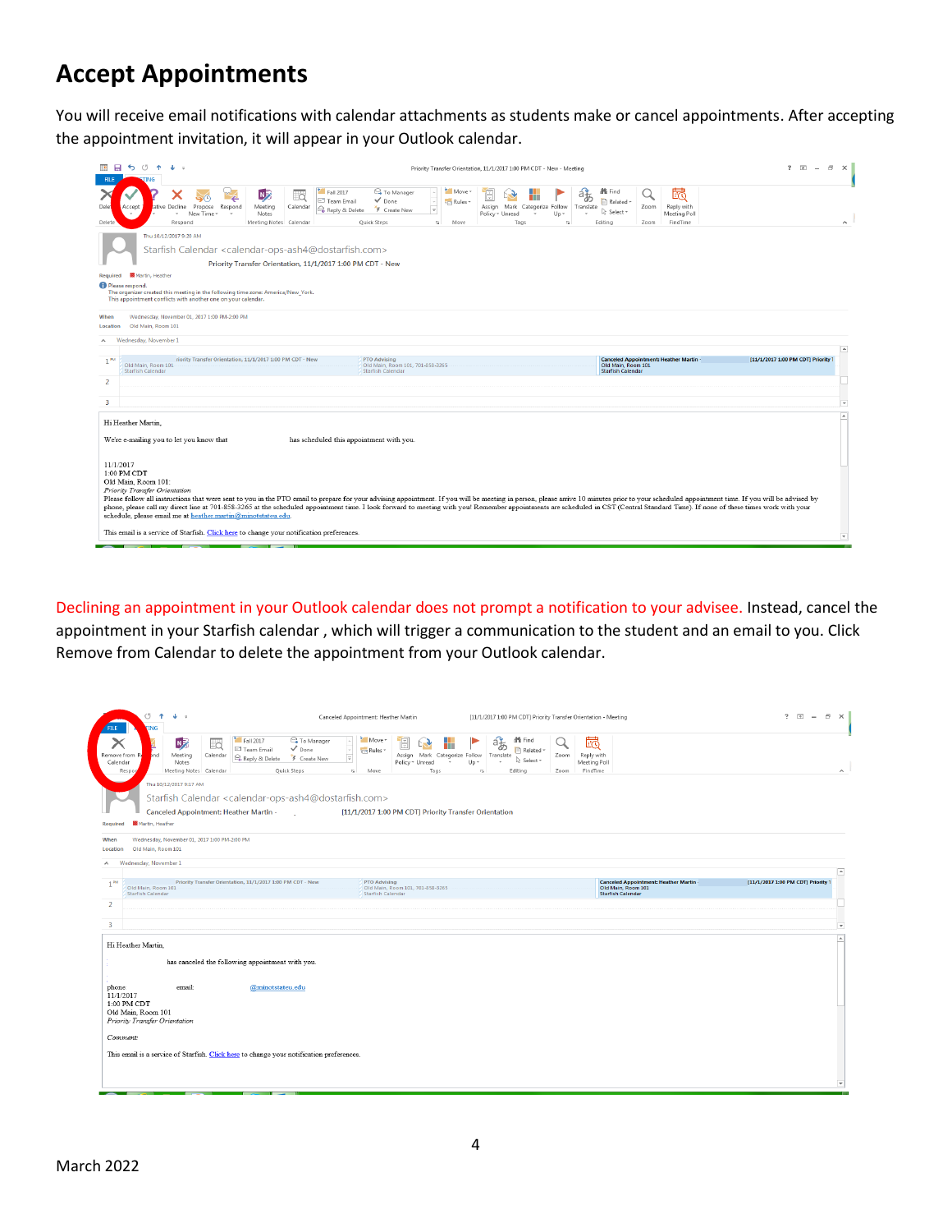# Accept Appointments

You will receive email notifications with calendar attachments as students make or cancel appointments. After accepting the appointment invitation, it will appear in your Outlook calendar.

Declining an appointment in your Outlook calendar does not prompt a notification to your advisee. Instead, cancel the appointment in your Starfish calendar , which will trigger a communication to the student and an email to you. Click Remove from Calendar to delete the appointment from your Outlook calendar.

March 2022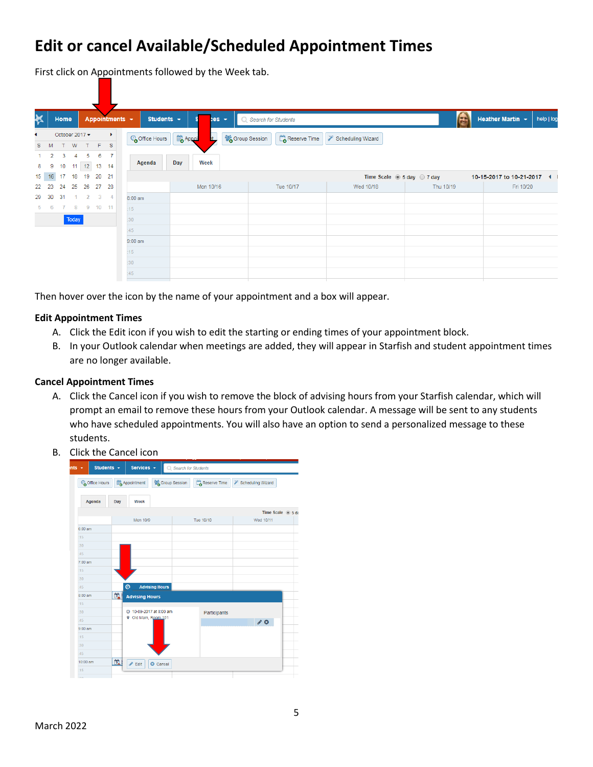# Edit or cancel Available/Scheduled Appointment Times

First click on Appointments followed by the Week tab.

Then hover over the icon by the name of your appointment and a box will appear.

### Edit Appointment Times

A. Click the Edit icon if you wish to edit the starting or ending times of your appointment block.
B. In your Outlook calendar when meetings are added, they will appear in Starfish and student appointment times are no longer available.

### Cancel Appointment Times

A. Click the Cancel icon if you wish to remove the block of advising hours from your Starfish calendar, which will prompt an email to remove these hours from your Outlook calendar. A message will be sent to any students who have scheduled appointments. You will also have an option to send a personalized message to these students.
B. Click the Cancel icon

March 2022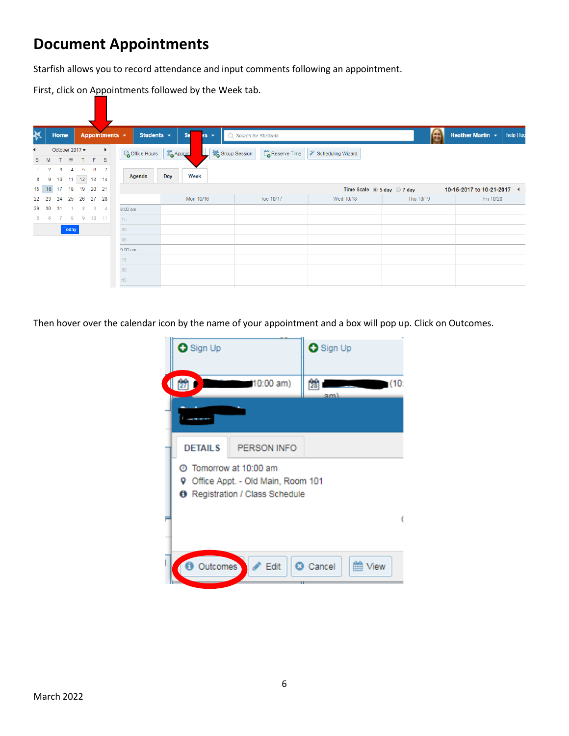# Document Appointments

Starfish allows you to record attendance and input comments following an appointment.

First, click on Appointments followed by the Week tab.

Then hover over the calendar icon by the name of your appointment and a box will pop up. Click on Outcomes.

March 2022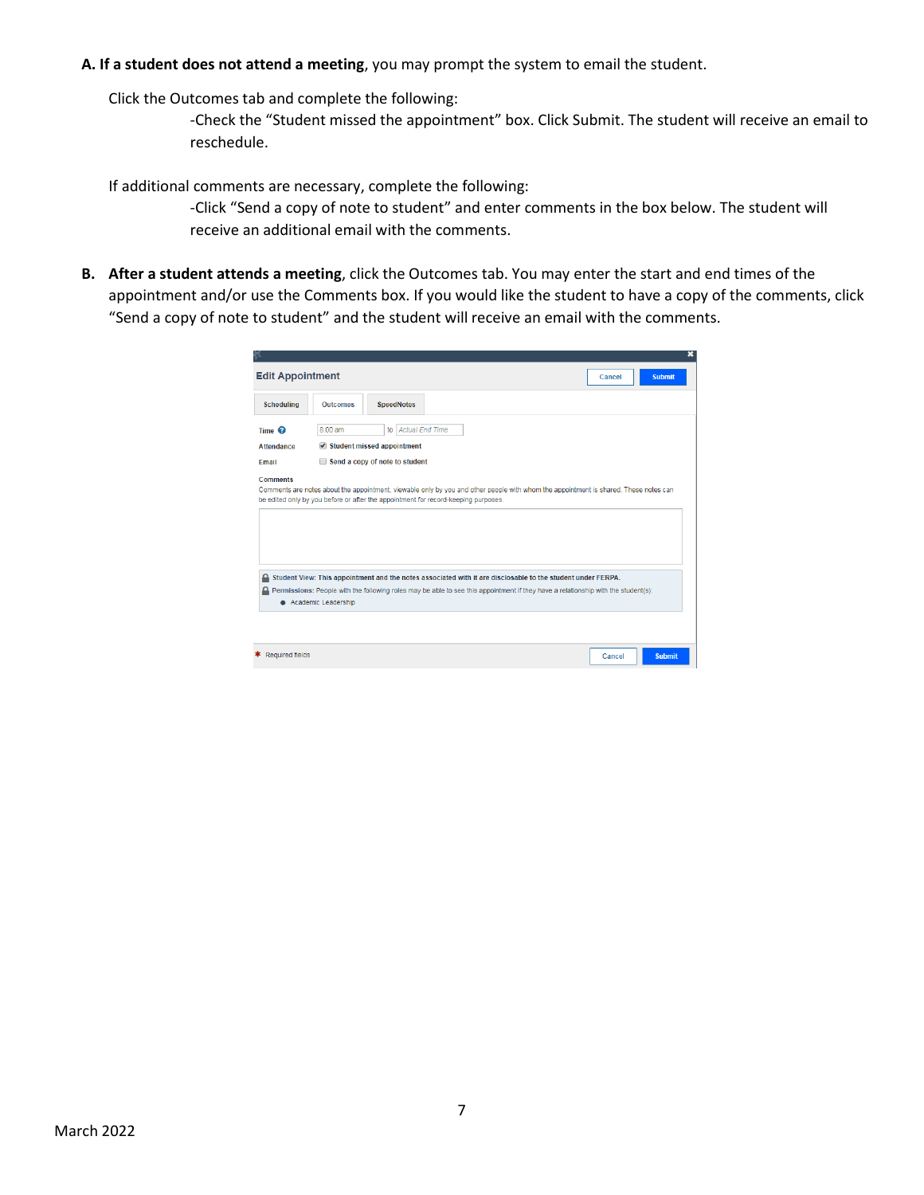**A. If a student does not attend a meeting**, you may prompt the system to email the student.

Click the Outcomes tab and complete the following:

-Check the "Student missed the appointment" box. Click Submit. The student will receive an email to reschedule.

If additional comments are necessary, complete the following:

-Click "Send a copy of note to student" and enter comments in the box below. The student will receive an additional email with the comments.

**B. After a student attends a meeting**, click the Outcomes tab. You may enter the start and end times of the appointment and/or use the Comments box. If you would like the student to have a copy of the comments, click "Send a copy of note to student" and the student will receive an email with the comments.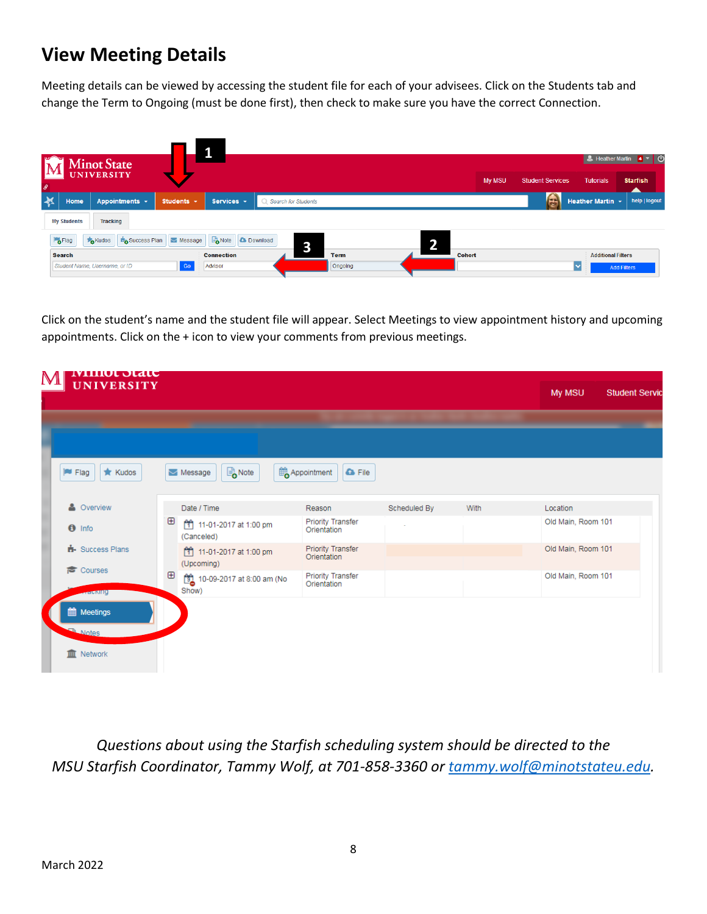# View Meeting Details

Meeting details can be viewed by accessing the student file for each of your advisees. Click on the Students tab and change the Term to Ongoing (must be done first), then check to make sure you have the correct Connection.

Click on the student's name and the student file will appear. Select Meetings to view appointment history and upcoming appointments. Click on the + icon to view your comments from previous meetings.

*Questions about using the Starfish scheduling system should be directed to the MSU Starfish Coordinator, Tammy Wolf, at 701-858-3360 or [tammy.wolf@minotstateu.edu](mailto:tammy.wolf@minotstateu.edu).*

March 2022